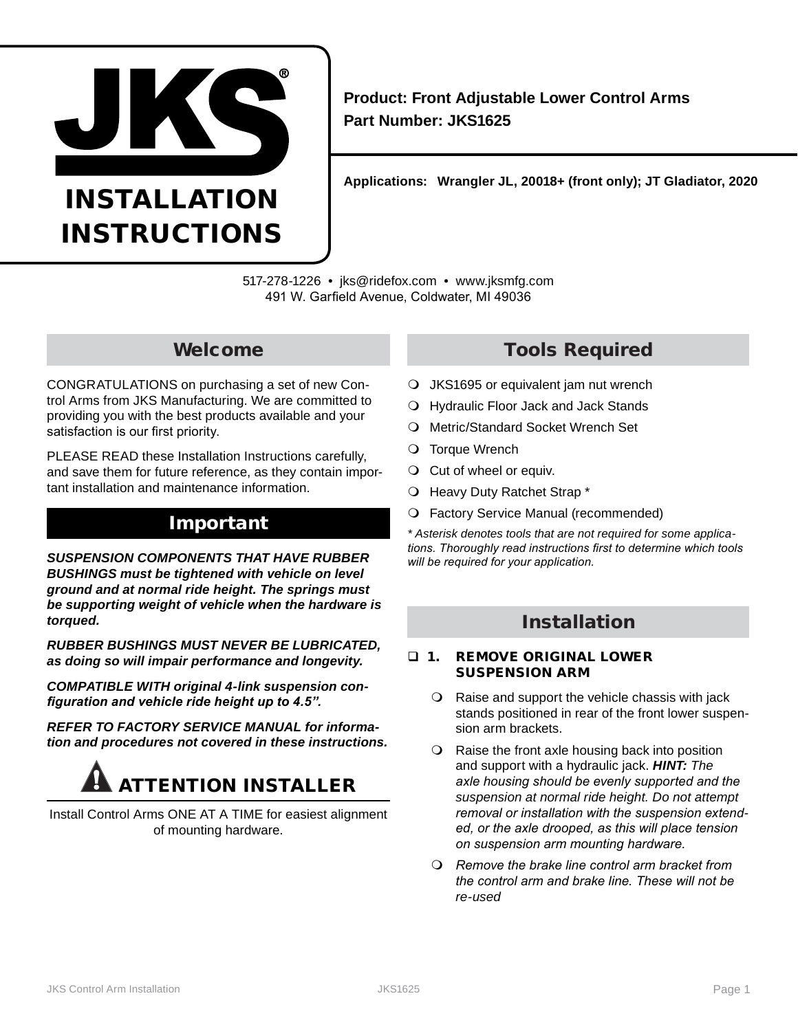# JKS® INSTALLATION INSTRUCTIONS

**Product: Front Adjustable Lower Control Arms**
**Part Number: JKS1625**

**Applications: Wrangler JL, 20018+ (front only); JT Gladiator, 2020**

517-278-1226 • jks@ridefox.com • www.jksmfg.com
491 W. Garfield Avenue, Coldwater, MI 49036

## Welcome

CONGRATULATIONS on purchasing a set of new Control Arms from JKS Manufacturing. We are committed to providing you with the best products available and your satisfaction is our first priority.

PLEASE READ these Installation Instructions carefully, and save them for future reference, as they contain important installation and maintenance information.

## Important

***SUSPENSION COMPONENTS THAT HAVE RUBBER BUSHINGS must be tightened with vehicle on level ground and at normal ride height. The springs must be supporting weight of vehicle when the hardware is torqued.***

***RUBBER BUSHINGS MUST NEVER BE LUBRICATED, as doing so will impair performance and longevity.***

***COMPATIBLE WITH original 4-link suspension configuration and vehicle ride height up to 4.5".***

***REFER TO FACTORY SERVICE MANUAL for information and procedures not covered in these instructions.***

### ATTENTION INSTALLER

Install Control Arms ONE AT A TIME for easiest alignment of mounting hardware.

## Tools Required

- JKS1695 or equivalent jam nut wrench
- Hydraulic Floor Jack and Jack Stands
- Metric/Standard Socket Wrench Set
- Torque Wrench
- Cut of wheel or equiv.
- Heavy Duty Ratchet Strap *
- Factory Service Manual (recommended)

*\* Asterisk denotes tools that are not required for some applications. Thoroughly read instructions first to determine which tools will be required for your application.*

## Installation

### 1. REMOVE ORIGINAL LOWER SUSPENSION ARM

- Raise and support the vehicle chassis with jack stands positioned in rear of the front lower suspension arm brackets.
- Raise the front axle housing back into position and support with a hydraulic jack. ***HINT:*** *The axle housing should be evenly supported and the suspension at normal ride height. Do not attempt removal or installation with the suspension extended, or the axle drooped, as this will place tension on suspension arm mounting hardware.*
- *Remove the brake line control arm bracket from the control arm and brake line. These will not be re-used*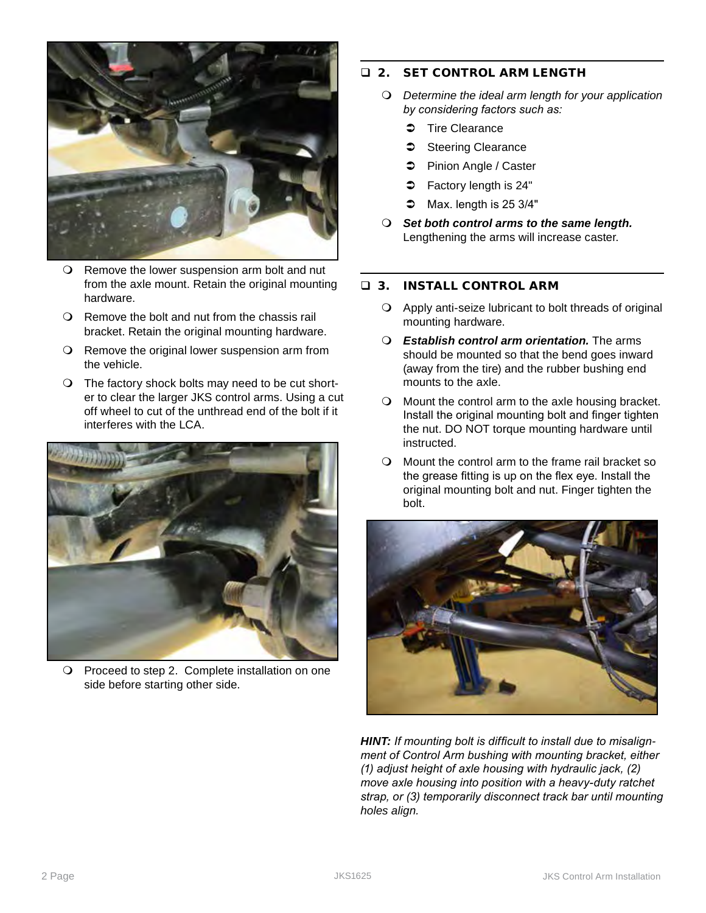- Remove the lower suspension arm bolt and nut from the axle mount. Retain the original mounting hardware.
- Remove the bolt and nut from the chassis rail bracket. Retain the original mounting hardware.
- Remove the original lower suspension arm from the vehicle.
- The factory shock bolts may need to be cut shorter to clear the larger JKS control arms. Using a cut off wheel to cut of the unthread end of the bolt if it interferes with the LCA.

- Proceed to step 2. Complete installation on one side before starting other side.

## 2. SET CONTROL ARM LENGTH

- *Determine the ideal arm length for your application by considering factors such as:*
  - Tire Clearance
  - Steering Clearance
  - Pinion Angle / Caster
  - Factory length is 24"
  - Max. length is 25 3/4"
- ***Set both control arms to the same length.*** Lengthening the arms will increase caster.

## 3. INSTALL CONTROL ARM

- Apply anti-seize lubricant to bolt threads of original mounting hardware.
- ***Establish control arm orientation.*** The arms should be mounted so that the bend goes inward (away from the tire) and the rubber bushing end mounts to the axle.
- Mount the control arm to the axle housing bracket. Install the original mounting bolt and finger tighten the nut. DO NOT torque mounting hardware until instructed.
- Mount the control arm to the frame rail bracket so the grease fitting is up on the flex eye. Install the original mounting bolt and nut. Finger tighten the bolt.

***HINT:*** *If mounting bolt is difficult to install due to misalignment of Control Arm bushing with mounting bracket, either (1) adjust height of axle housing with hydraulic jack, (2) move axle housing into position with a heavy-duty ratchet strap, or (3) temporarily disconnect track bar until mounting holes align.*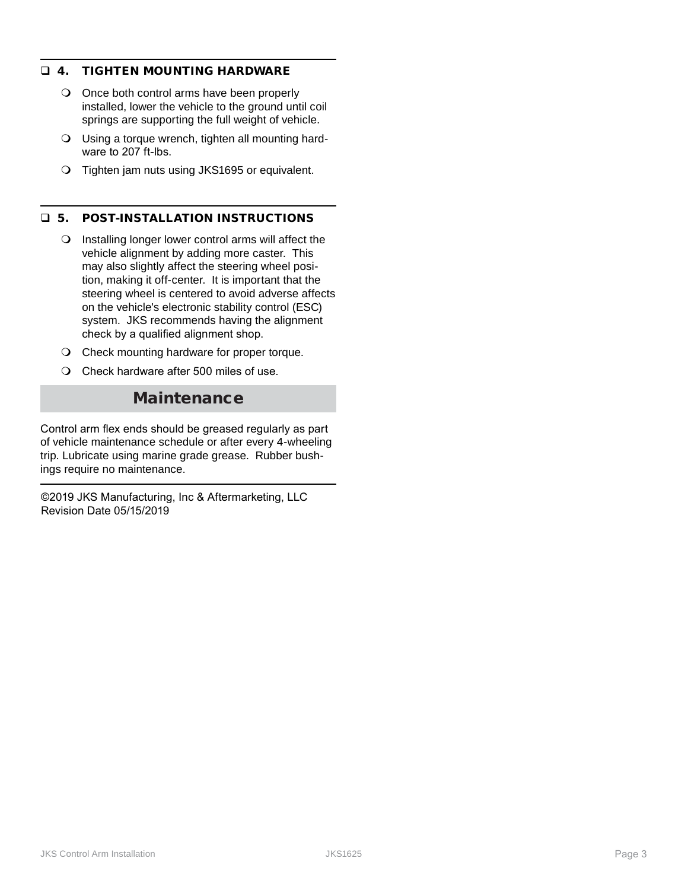## ❑ 4. TIGHTEN MOUNTING HARDWARE

- Once both control arms have been properly installed, lower the vehicle to the ground until coil springs are supporting the full weight of vehicle.
- Using a torque wrench, tighten all mounting hardware to 207 ft-lbs.
- Tighten jam nuts using JKS1695 or equivalent.

## ❑ 5. POST-INSTALLATION INSTRUCTIONS

- Installing longer lower control arms will affect the vehicle alignment by adding more caster. This may also slightly affect the steering wheel position, making it off-center. It is important that the steering wheel is centered to avoid adverse affects on the vehicle's electronic stability control (ESC) system. JKS recommends having the alignment check by a qualified alignment shop.
- Check mounting hardware for proper torque.
- Check hardware after 500 miles of use.

# Maintenance

Control arm flex ends should be greased regularly as part of vehicle maintenance schedule or after every 4-wheeling trip. Lubricate using marine grade grease. Rubber bushings require no maintenance.

©2019 JKS Manufacturing, Inc & Aftermarketing, LLC
Revision Date 05/15/2019